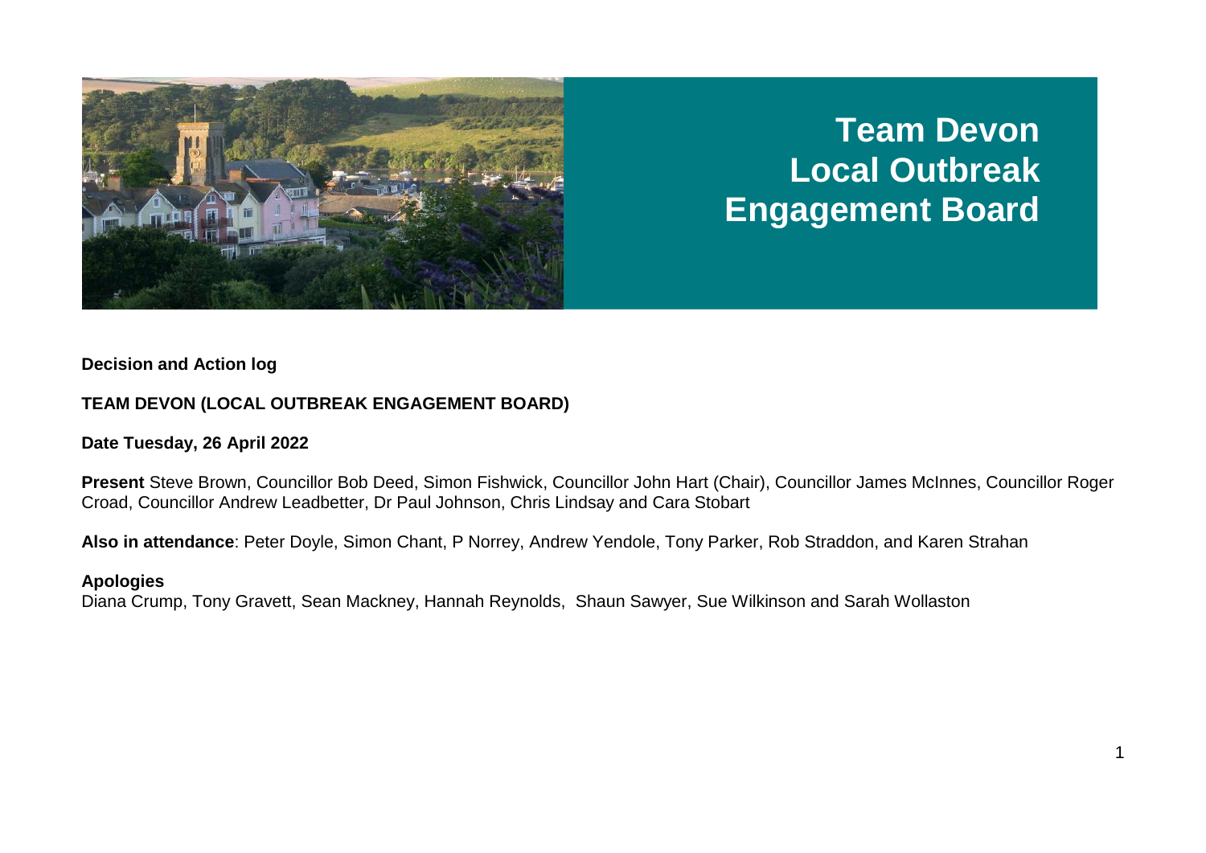# Team Devon Local Outbreak Engagement Board

**Decision and Action log**

**TEAM DEVON (LOCAL OUTBREAK ENGAGEMENT BOARD)**

**Date Tuesday, 26 April 2022**

**Present** Steve Brown, Councillor Bob Deed, Simon Fishwick, Councillor John Hart (Chair), Councillor James McInnes, Councillor Roger Croad, Councillor Andrew Leadbetter, Dr Paul Johnson, Chris Lindsay and Cara Stobart

**Also in attendance**: Peter Doyle, Simon Chant, P Norrey, Andrew Yendole, Tony Parker, Rob Straddon, and Karen Strahan

**Apologies**

Diana Crump, Tony Gravett, Sean Mackney, Hannah Reynolds, Shaun Sawyer, Sue Wilkinson and Sarah Wollaston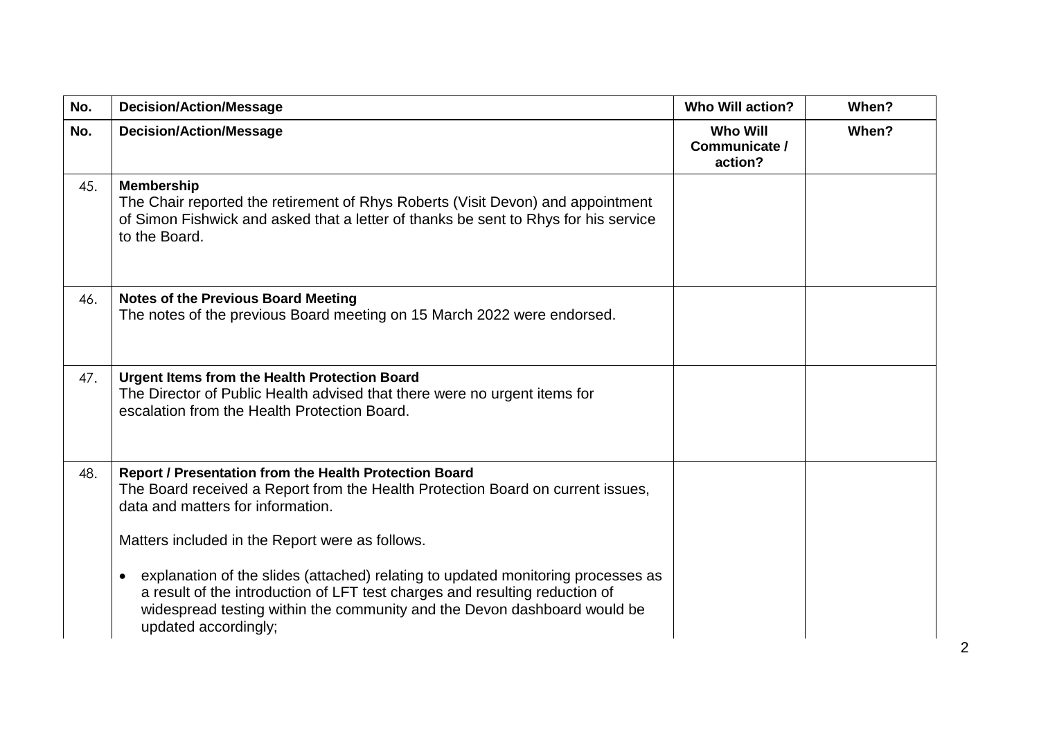| No. | Decision/Action/Message | Who Will action? | When? |
|---|---|---|---|
| No. | **Decision/Action/Message** | **Who Will Communicate / action?** | **When?** |
| 45. | **Membership**<br>The Chair reported the retirement of Rhys Roberts (Visit Devon) and appointment of Simon Fishwick and asked that a letter of thanks be sent to Rhys for his service to the Board. | | |
| 46. | **Notes of the Previous Board Meeting**<br>The notes of the previous Board meeting on 15 March 2022 were endorsed. | | |
| 47. | **Urgent Items from the Health Protection Board**<br>The Director of Public Health advised that there were no urgent items for escalation from the Health Protection Board. | | |
| 48. | **Report / Presentation from the Health Protection Board**<br>The Board received a Report from the Health Protection Board on current issues, data and matters for information.<br><br>Matters included in the Report were as follows.<br><br>• explanation of the slides (attached) relating to updated monitoring processes as a result of the introduction of LFT test charges and resulting reduction of widespread testing within the community and the Devon dashboard would be updated accordingly; | | |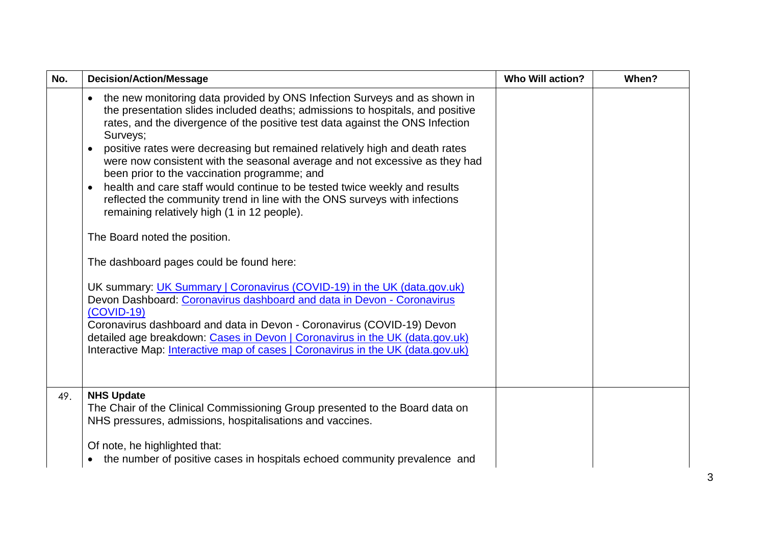| No. | Decision/Action/Message | Who Will action? | When? |
|---|---|---|---|
| | • the new monitoring data provided by ONS Infection Surveys and as shown in the presentation slides included deaths; admissions to hospitals, and positive rates, and the divergence of the positive test data against the ONS Infection Surveys;<br>• positive rates were decreasing but remained relatively high and death rates were now consistent with the seasonal average and not excessive as they had been prior to the vaccination programme; and<br>• health and care staff would continue to be tested twice weekly and results reflected the community trend in line with the ONS surveys with infections remaining relatively high (1 in 12 people).<br><br>The Board noted the position.<br><br>The dashboard pages could be found here:<br><br>UK summary: UK Summary \| Coronavirus (COVID-19) in the UK (data.gov.uk)<br>Devon Dashboard: Coronavirus dashboard and data in Devon - Coronavirus (COVID-19)<br>Coronavirus dashboard and data in Devon - Coronavirus (COVID-19) Devon detailed age breakdown: Cases in Devon \| Coronavirus in the UK (data.gov.uk)<br>Interactive Map: Interactive map of cases \| Coronavirus in the UK (data.gov.uk) | | |
| 49. | **NHS Update**<br>The Chair of the Clinical Commissioning Group presented to the Board data on NHS pressures, admissions, hospitalisations and vaccines.<br><br>Of note, he highlighted that:<br>• the number of positive cases in hospitals echoed community prevalence and | | |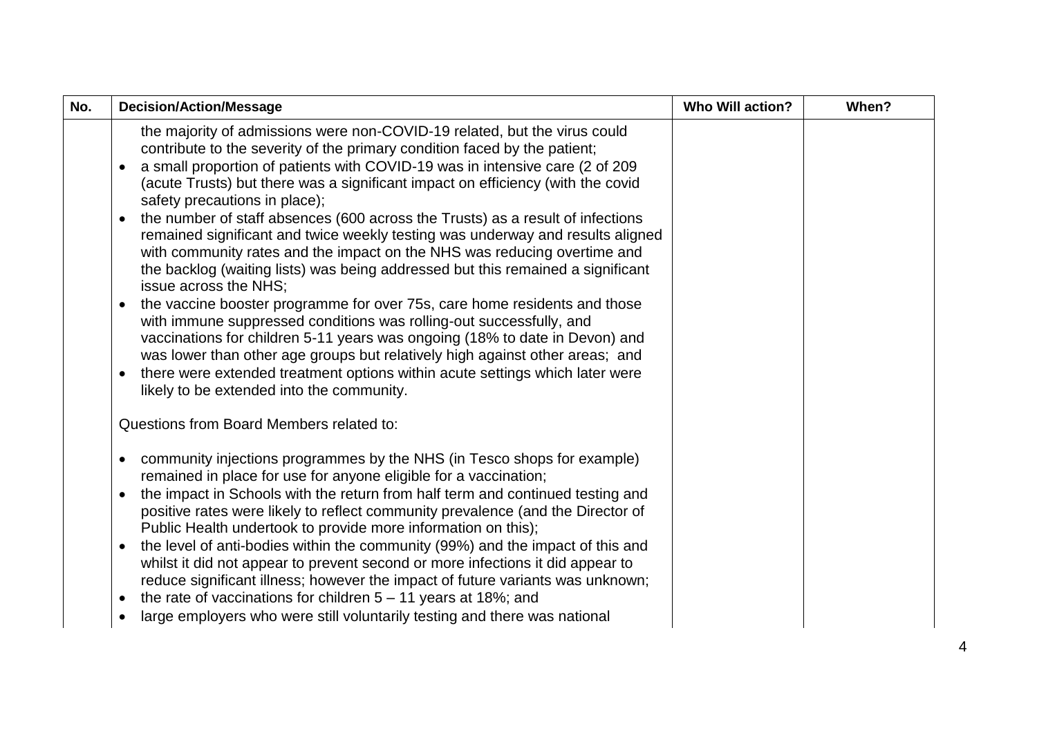| No. | Decision/Action/Message | Who Will action? | When? |
|---|---|---|---|
| | the majority of admissions were non-COVID-19 related, but the virus could contribute to the severity of the primary condition faced by the patient;<br>• a small proportion of patients with COVID-19 was in intensive care (2 of 209 (acute Trusts) but there was a significant impact on efficiency (with the covid safety precautions in place);<br>• the number of staff absences (600 across the Trusts) as a result of infections remained significant and twice weekly testing was underway and results aligned with community rates and the impact on the NHS was reducing overtime and the backlog (waiting lists) was being addressed but this remained a significant issue across the NHS;<br>• the vaccine booster programme for over 75s, care home residents and those with immune suppressed conditions was rolling-out successfully, and vaccinations for children 5-11 years was ongoing (18% to date in Devon) and was lower than other age groups but relatively high against other areas; and<br>• there were extended treatment options within acute settings which later were likely to be extended into the community.<br><br>Questions from Board Members related to:<br><br>• community injections programmes by the NHS (in Tesco shops for example) remained in place for use for anyone eligible for a vaccination;<br>• the impact in Schools with the return from half term and continued testing and positive rates were likely to reflect community prevalence (and the Director of Public Health undertook to provide more information on this);<br>• the level of anti-bodies within the community (99%) and the impact of this and whilst it did not appear to prevent second or more infections it did appear to reduce significant illness; however the impact of future variants was unknown;<br>• the rate of vaccinations for children 5 – 11 years at 18%; and<br>• large employers who were still voluntarily testing and there was national | | |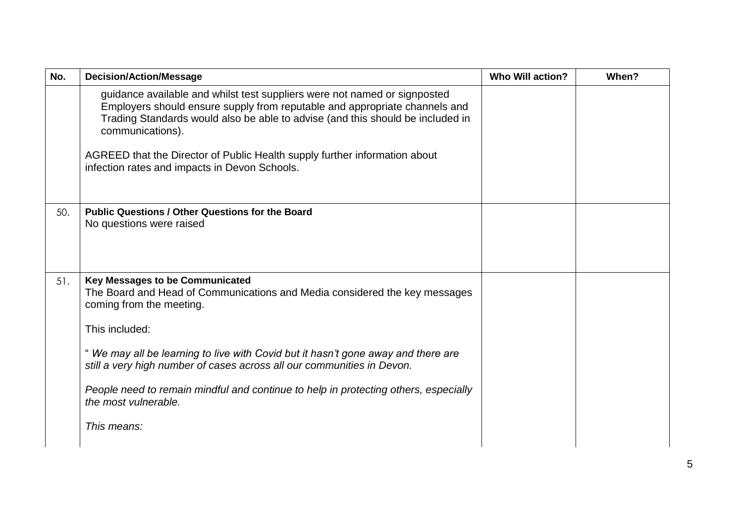| No. | Decision/Action/Message | Who Will action? | When? |
|---|---|---|---|
| | guidance available and whilst test suppliers were not named or signposted Employers should ensure supply from reputable and appropriate channels and Trading Standards would also be able to advise (and this should be included in communications).<br><br>AGREED that the Director of Public Health supply further information about infection rates and impacts in Devon Schools. | | |
| 50. | **Public Questions / Other Questions for the Board**<br>No questions were raised | | |
| 51. | **Key Messages to be Communicated**<br>The Board and Head of Communications and Media considered the key messages coming from the meeting.<br><br>This included:<br><br>" *We may all be learning to live with Covid but it hasn't gone away and there are still a very high number of cases across all our communities in Devon.*<br><br>*People need to remain mindful and continue to help in protecting others, especially the most vulnerable.*<br><br>*This means:* | | |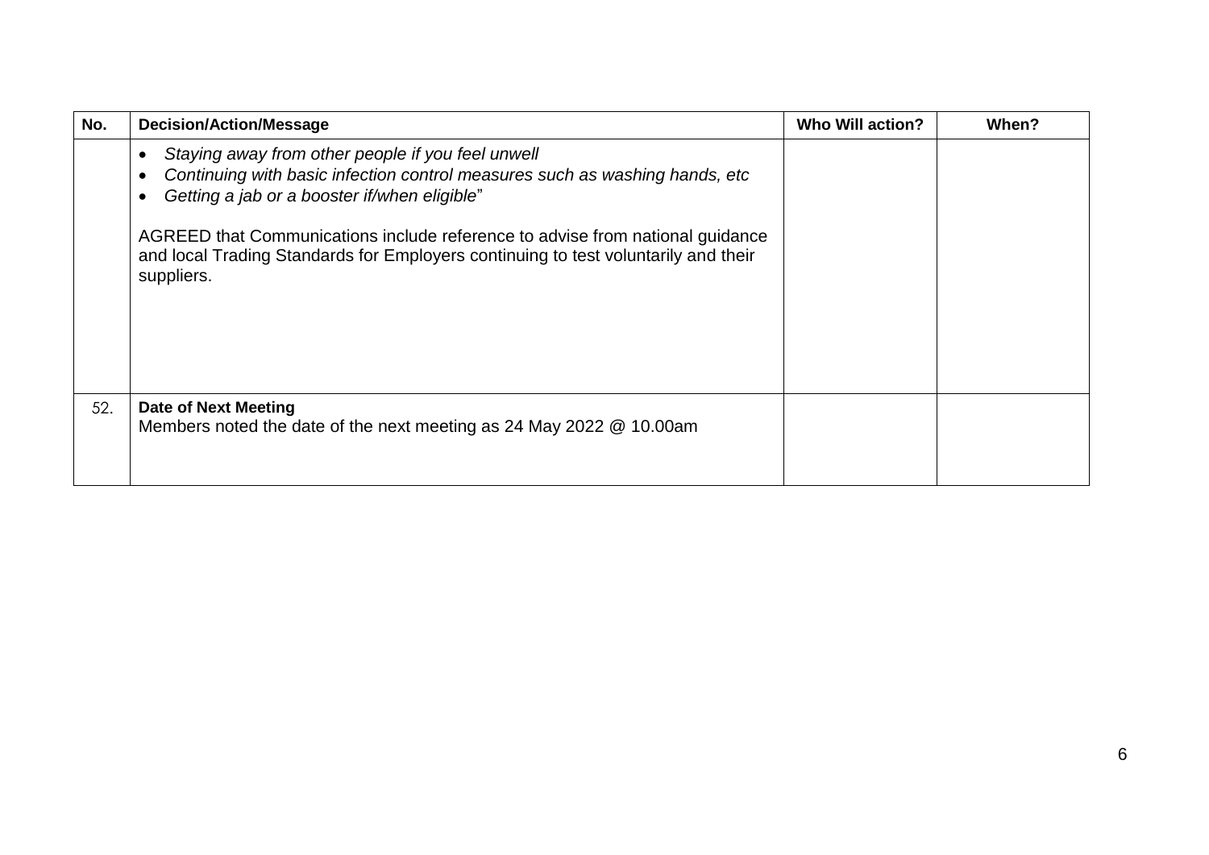| No. | Decision/Action/Message | Who Will action? | When? |
| --- | --- | --- | --- |
| | • *Staying away from other people if you feel unwell*<br>• *Continuing with basic infection control measures such as washing hands, etc*<br>• *Getting a jab or a booster if/when eligible*"<br><br>AGREED that Communications include reference to advise from national guidance and local Trading Standards for Employers continuing to test voluntarily and their suppliers. | | |
| 52. | **Date of Next Meeting**<br>Members noted the date of the next meeting as 24 May 2022 @ 10.00am | | |